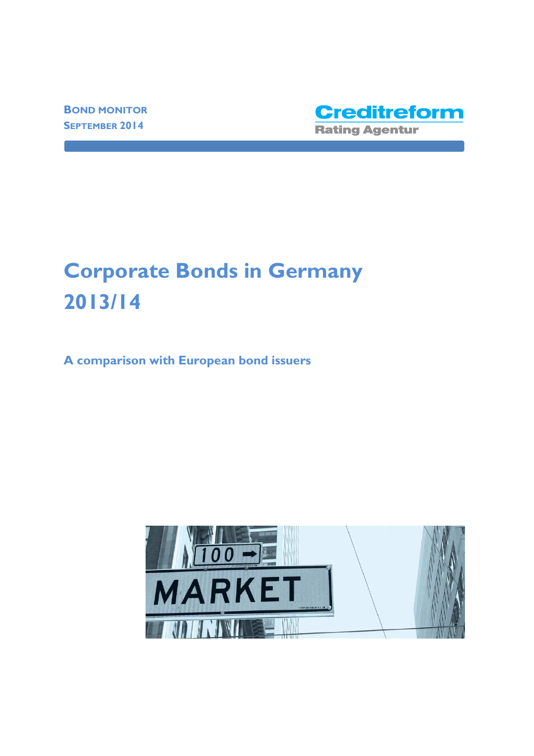BOND MONITOR
SEPTEMBER 2014

Creditreform
Rating Agentur

# Corporate Bonds in Germany 2013/14

## A comparison with European bond issuers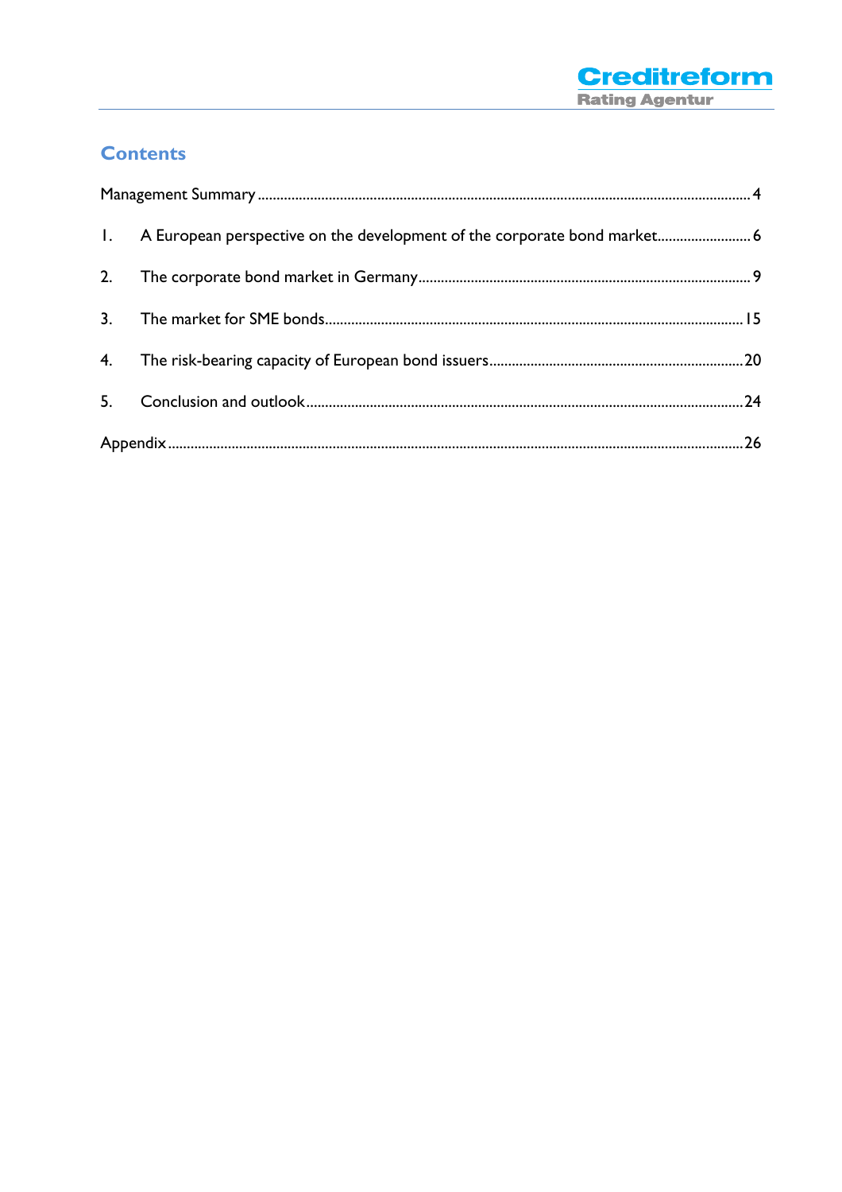## Contents

Management Summary .......... 4

1. A European perspective on the development of the corporate bond market .......... 6
2. The corporate bond market in Germany .......... 9
3. The market for SME bonds .......... 15
4. The risk-bearing capacity of European bond issuers .......... 20
5. Conclusion and outlook .......... 24

Appendix .......... 26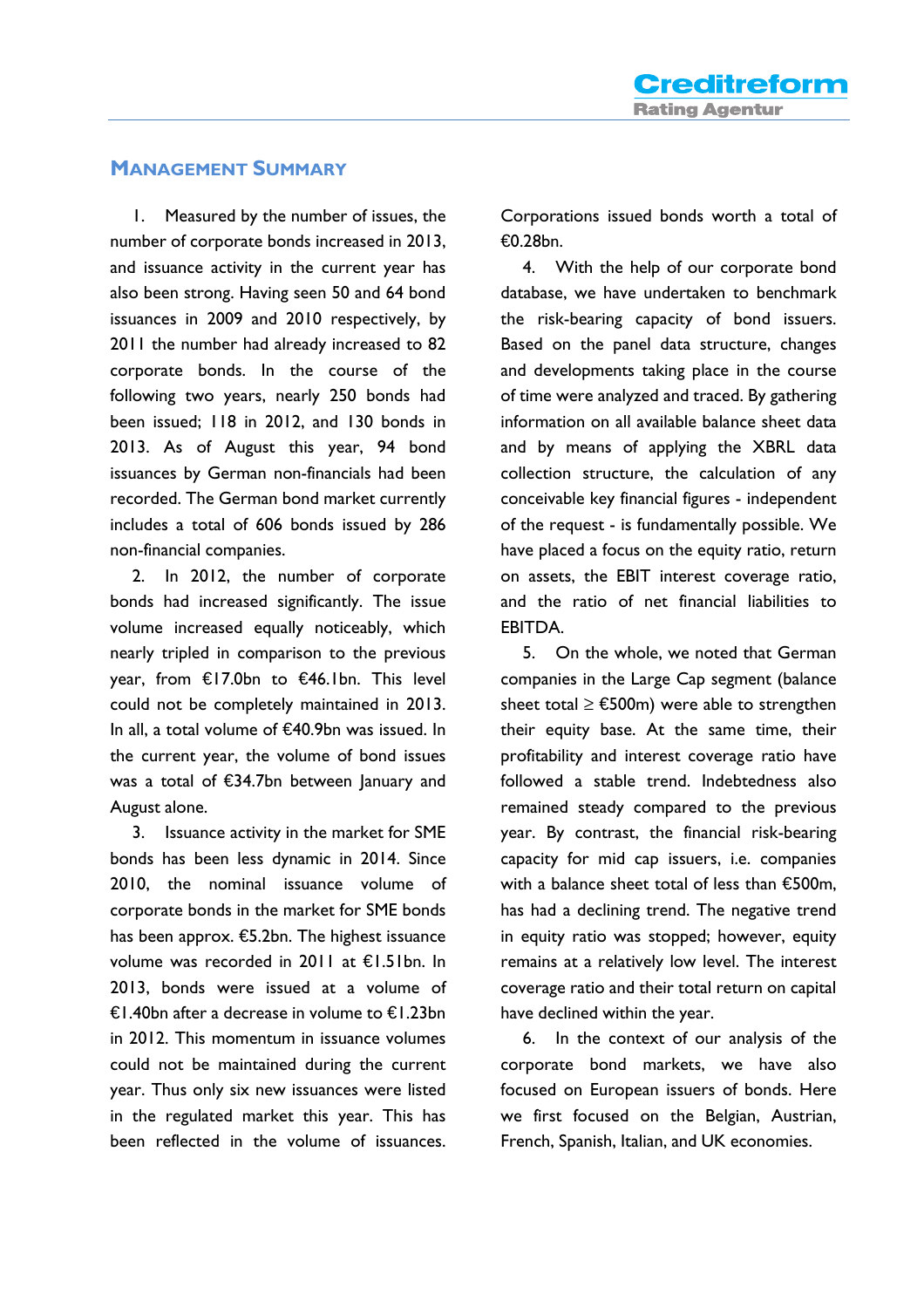## Management Summary

1. Measured by the number of issues, the number of corporate bonds increased in 2013, and issuance activity in the current year has also been strong. Having seen 50 and 64 bond issuances in 2009 and 2010 respectively, by 2011 the number had already increased to 82 corporate bonds. In the course of the following two years, nearly 250 bonds had been issued; 118 in 2012, and 130 bonds in 2013. As of August this year, 94 bond issuances by German non-financials had been recorded. The German bond market currently includes a total of 606 bonds issued by 286 non-financial companies.

2. In 2012, the number of corporate bonds had increased significantly. The issue volume increased equally noticeably, which nearly tripled in comparison to the previous year, from €17.0bn to €46.1bn. This level could not be completely maintained in 2013. In all, a total volume of €40.9bn was issued. In the current year, the volume of bond issues was a total of €34.7bn between January and August alone.

3. Issuance activity in the market for SME bonds has been less dynamic in 2014. Since 2010, the nominal issuance volume of corporate bonds in the market for SME bonds has been approx. €5.2bn. The highest issuance volume was recorded in 2011 at €1.51bn. In 2013, bonds were issued at a volume of €1.40bn after a decrease in volume to €1.23bn in 2012. This momentum in issuance volumes could not be maintained during the current year. Thus only six new issuances were listed in the regulated market this year. This has been reflected in the volume of issuances. Corporations issued bonds worth a total of €0.28bn.

4. With the help of our corporate bond database, we have undertaken to benchmark the risk-bearing capacity of bond issuers. Based on the panel data structure, changes and developments taking place in the course of time were analyzed and traced. By gathering information on all available balance sheet data and by means of applying the XBRL data collection structure, the calculation of any conceivable key financial figures - independent of the request - is fundamentally possible. We have placed a focus on the equity ratio, return on assets, the EBIT interest coverage ratio, and the ratio of net financial liabilities to EBITDA.

5. On the whole, we noted that German companies in the Large Cap segment (balance sheet total ≥ €500m) were able to strengthen their equity base. At the same time, their profitability and interest coverage ratio have followed a stable trend. Indebtedness also remained steady compared to the previous year. By contrast, the financial risk-bearing capacity for mid cap issuers, i.e. companies with a balance sheet total of less than €500m, has had a declining trend. The negative trend in equity ratio was stopped; however, equity remains at a relatively low level. The interest coverage ratio and their total return on capital have declined within the year.

6. In the context of our analysis of the corporate bond markets, we have also focused on European issuers of bonds. Here we first focused on the Belgian, Austrian, French, Spanish, Italian, and UK economies.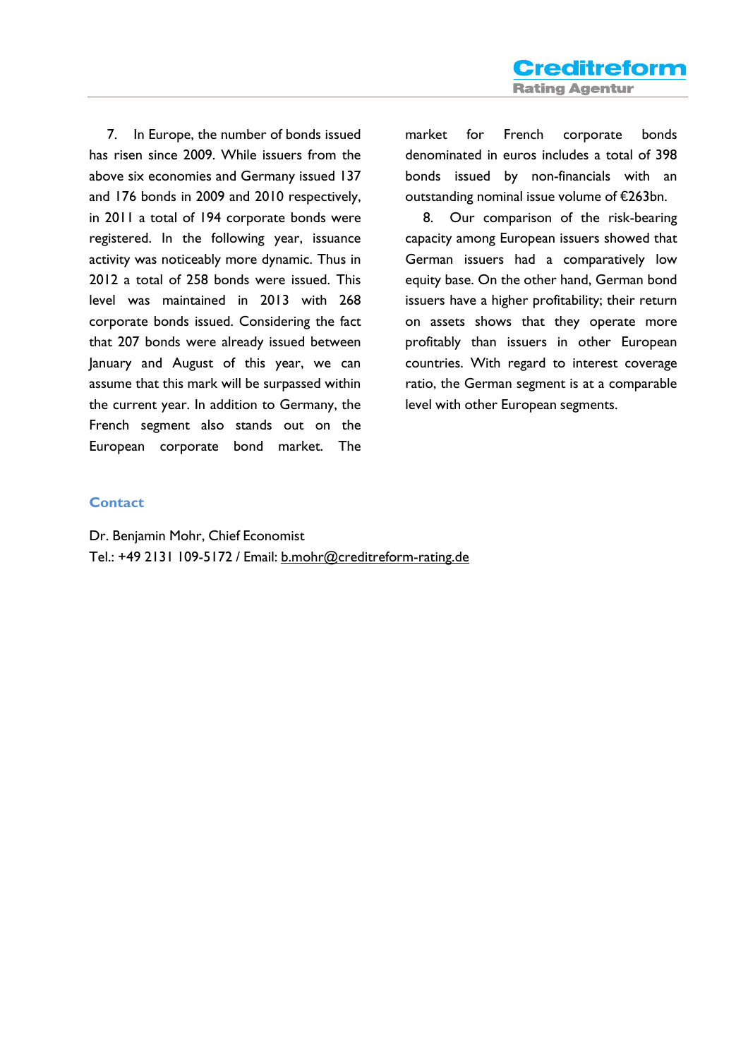7. In Europe, the number of bonds issued has risen since 2009. While issuers from the above six economies and Germany issued 137 and 176 bonds in 2009 and 2010 respectively, in 2011 a total of 194 corporate bonds were registered. In the following year, issuance activity was noticeably more dynamic. Thus in 2012 a total of 258 bonds were issued. This level was maintained in 2013 with 268 corporate bonds issued. Considering the fact that 207 bonds were already issued between January and August of this year, we can assume that this mark will be surpassed within the current year. In addition to Germany, the French segment also stands out on the European corporate bond market. The market for French corporate bonds denominated in euros includes a total of 398 bonds issued by non-financials with an outstanding nominal issue volume of €263bn.

8. Our comparison of the risk-bearing capacity among European issuers showed that German issuers had a comparatively low equity base. On the other hand, German bond issuers have a higher profitability; their return on assets shows that they operate more profitably than issuers in other European countries. With regard to interest coverage ratio, the German segment is at a comparable level with other European segments.

## Contact

Dr. Benjamin Mohr, Chief Economist
Tel.: +49 2131 109-5172 / Email: b.mohr@creditreform-rating.de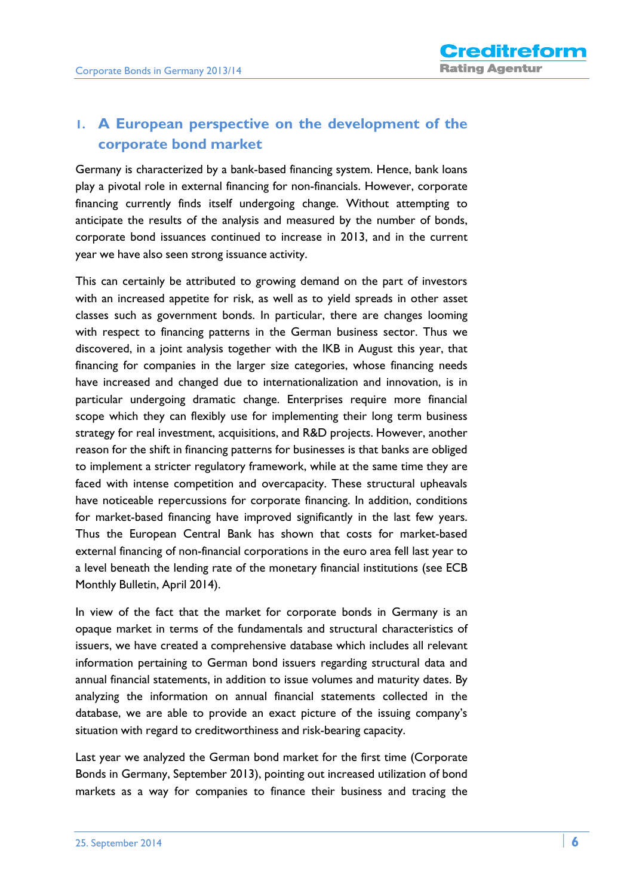# 1. A European perspective on the development of the corporate bond market

Germany is characterized by a bank-based financing system. Hence, bank loans play a pivotal role in external financing for non-financials. However, corporate financing currently finds itself undergoing change. Without attempting to anticipate the results of the analysis and measured by the number of bonds, corporate bond issuances continued to increase in 2013, and in the current year we have also seen strong issuance activity.

This can certainly be attributed to growing demand on the part of investors with an increased appetite for risk, as well as to yield spreads in other asset classes such as government bonds. In particular, there are changes looming with respect to financing patterns in the German business sector. Thus we discovered, in a joint analysis together with the IKB in August this year, that financing for companies in the larger size categories, whose financing needs have increased and changed due to internationalization and innovation, is in particular undergoing dramatic change. Enterprises require more financial scope which they can flexibly use for implementing their long term business strategy for real investment, acquisitions, and R&D projects. However, another reason for the shift in financing patterns for businesses is that banks are obliged to implement a stricter regulatory framework, while at the same time they are faced with intense competition and overcapacity. These structural upheavals have noticeable repercussions for corporate financing. In addition, conditions for market-based financing have improved significantly in the last few years. Thus the European Central Bank has shown that costs for market-based external financing of non-financial corporations in the euro area fell last year to a level beneath the lending rate of the monetary financial institutions (see ECB Monthly Bulletin, April 2014).

In view of the fact that the market for corporate bonds in Germany is an opaque market in terms of the fundamentals and structural characteristics of issuers, we have created a comprehensive database which includes all relevant information pertaining to German bond issuers regarding structural data and annual financial statements, in addition to issue volumes and maturity dates. By analyzing the information on annual financial statements collected in the database, we are able to provide an exact picture of the issuing company's situation with regard to creditworthiness and risk-bearing capacity.

Last year we analyzed the German bond market for the first time (Corporate Bonds in Germany, September 2013), pointing out increased utilization of bond markets as a way for companies to finance their business and tracing the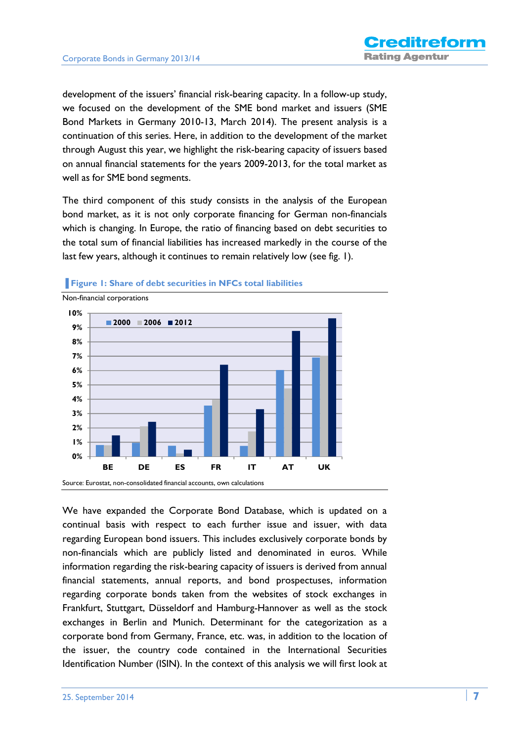development of the issuers' financial risk-bearing capacity. In a follow-up study, we focused on the development of the SME bond market and issuers (SME Bond Markets in Germany 2010-13, March 2014). The present analysis is a continuation of this series. Here, in addition to the development of the market through August this year, we highlight the risk-bearing capacity of issuers based on annual financial statements for the years 2009-2013, for the total market as well as for SME bond segments.

The third component of this study consists in the analysis of the European bond market, as it is not only corporate financing for German non-financials which is changing. In Europe, the ratio of financing based on debt securities to the total sum of financial liabilities has increased markedly in the course of the last few years, although it continues to remain relatively low (see fig. 1).

**Figure 1: Share of debt securities in NFCs total liabilities**

Non-financial corporations

Source: Eurostat, non-consolidated financial accounts, own calculations

We have expanded the Corporate Bond Database, which is updated on a continual basis with respect to each further issue and issuer, with data regarding European bond issuers. This includes exclusively corporate bonds by non-financials which are publicly listed and denominated in euros. While information regarding the risk-bearing capacity of issuers is derived from annual financial statements, annual reports, and bond prospectuses, information regarding corporate bonds taken from the websites of stock exchanges in Frankfurt, Stuttgart, Düsseldorf and Hamburg-Hannover as well as the stock exchanges in Berlin and Munich. Determinant for the categorization as a corporate bond from Germany, France, etc. was, in addition to the location of the issuer, the country code contained in the International Securities Identification Number (ISIN). In the context of this analysis we will first look at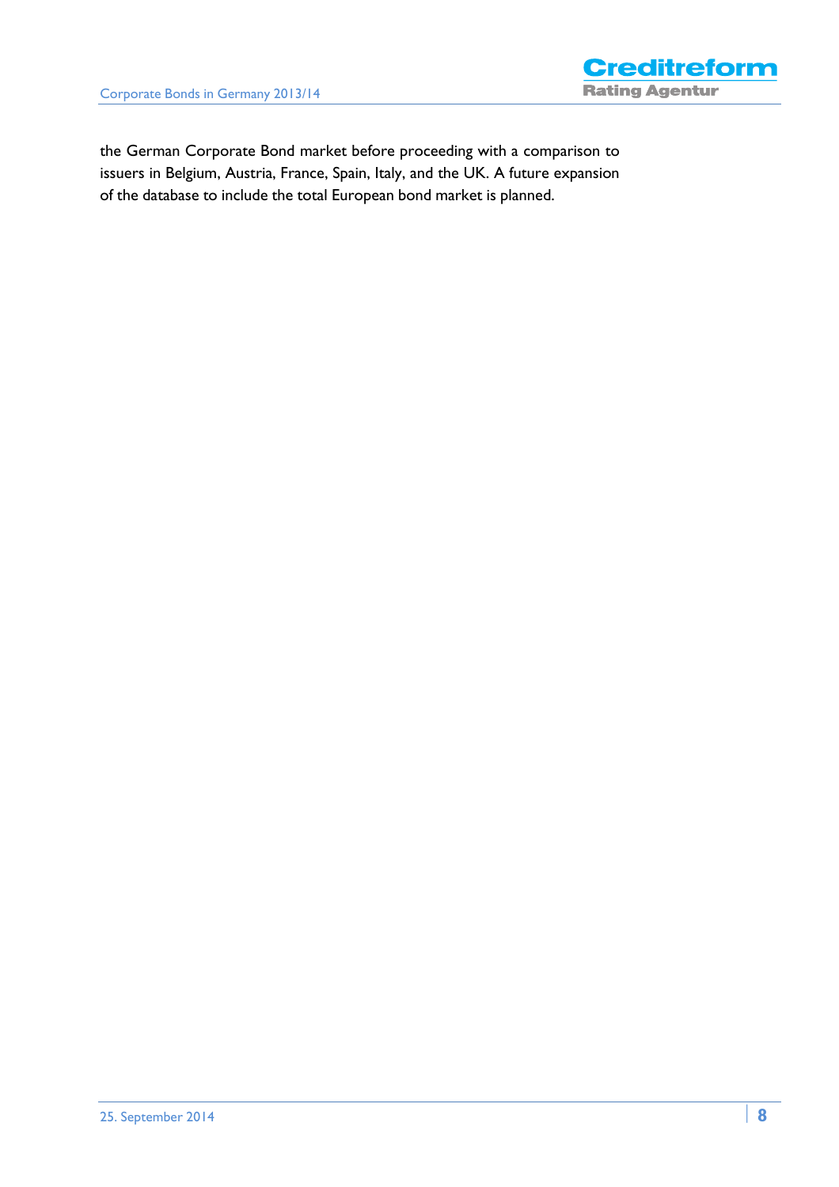the German Corporate Bond market before proceeding with a comparison to issuers in Belgium, Austria, France, Spain, Italy, and the UK. A future expansion of the database to include the total European bond market is planned.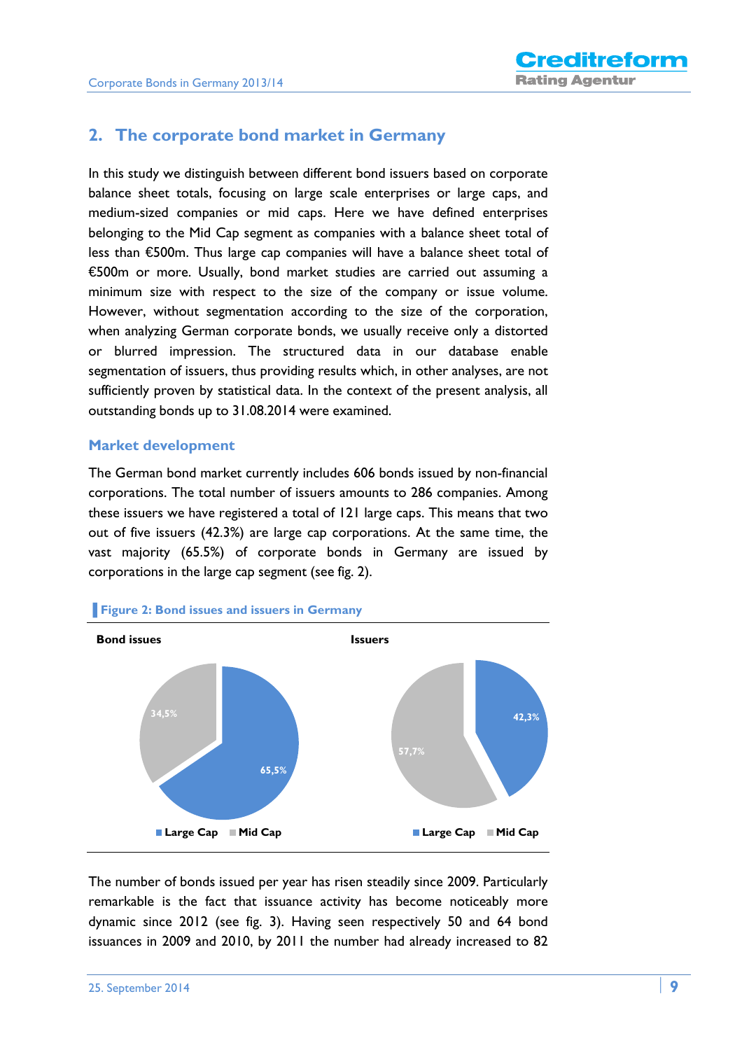## 2. The corporate bond market in Germany

In this study we distinguish between different bond issuers based on corporate balance sheet totals, focusing on large scale enterprises or large caps, and medium-sized companies or mid caps. Here we have defined enterprises belonging to the Mid Cap segment as companies with a balance sheet total of less than €500m. Thus large cap companies will have a balance sheet total of €500m or more. Usually, bond market studies are carried out assuming a minimum size with respect to the size of the company or issue volume. However, without segmentation according to the size of the corporation, when analyzing German corporate bonds, we usually receive only a distorted or blurred impression. The structured data in our database enable segmentation of issuers, thus providing results which, in other analyses, are not sufficiently proven by statistical data. In the context of the present analysis, all outstanding bonds up to 31.08.2014 were examined.

### Market development

The German bond market currently includes 606 bonds issued by non-financial corporations. The total number of issuers amounts to 286 companies. Among these issuers we have registered a total of 121 large caps. This means that two out of five issuers (42.3%) are large cap corporations. At the same time, the vast majority (65.5%) of corporate bonds in Germany are issued by corporations in the large cap segment (see fig. 2).

**Figure 2: Bond issues and issuers in Germany**

**Bond issues**

34,5%
65,5%

Large Cap | Mid Cap

**Issuers**

57,7%
42,3%

Large Cap | Mid Cap

The number of bonds issued per year has risen steadily since 2009. Particularly remarkable is the fact that issuance activity has become noticeably more dynamic since 2012 (see fig. 3). Having seen respectively 50 and 64 bond issuances in 2009 and 2010, by 2011 the number had already increased to 82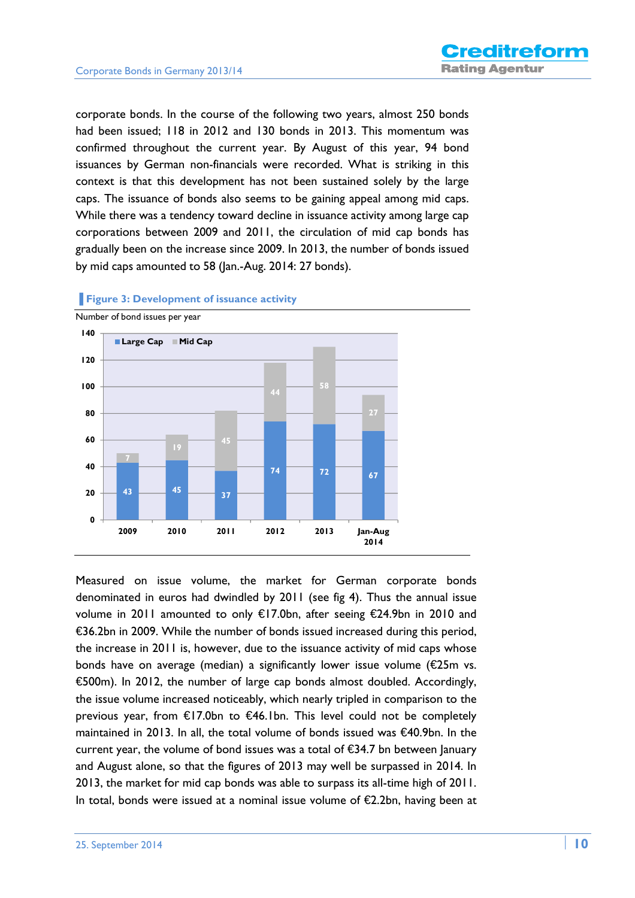corporate bonds. In the course of the following two years, almost 250 bonds had been issued; 118 in 2012 and 130 bonds in 2013. This momentum was confirmed throughout the current year. By August of this year, 94 bond issuances by German non-financials were recorded. What is striking in this context is that this development has not been sustained solely by the large caps. The issuance of bonds also seems to be gaining appeal among mid caps. While there was a tendency toward decline in issuance activity among large cap corporations between 2009 and 2011, the circulation of mid cap bonds has gradually been on the increase since 2009. In 2013, the number of bonds issued by mid caps amounted to 58 (Jan.-Aug. 2014: 27 bonds).

**Figure 3: Development of issuance activity**

Number of bond issues per year

| | Large Cap | Mid Cap |
|---|---|---|
| 2009 | 43 | 7 |
| 2010 | 45 | 19 |
| 2011 | 37 | 45 |
| 2012 | 74 | 44 |
| 2013 | 72 | 58 |
| Jan-Aug 2014 | 67 | 27 |

Measured on issue volume, the market for German corporate bonds denominated in euros had dwindled by 2011 (see fig 4). Thus the annual issue volume in 2011 amounted to only €17.0bn, after seeing €24.9bn in 2010 and €36.2bn in 2009. While the number of bonds issued increased during this period, the increase in 2011 is, however, due to the issuance activity of mid caps whose bonds have on average (median) a significantly lower issue volume (€25m vs. €500m). In 2012, the number of large cap bonds almost doubled. Accordingly, the issue volume increased noticeably, which nearly tripled in comparison to the previous year, from €17.0bn to €46.1bn. This level could not be completely maintained in 2013. In all, the total volume of bonds issued was €40.9bn. In the current year, the volume of bond issues was a total of €34.7 bn between January and August alone, so that the figures of 2013 may well be surpassed in 2014. In 2013, the market for mid cap bonds was able to surpass its all-time high of 2011. In total, bonds were issued at a nominal issue volume of €2.2bn, having been at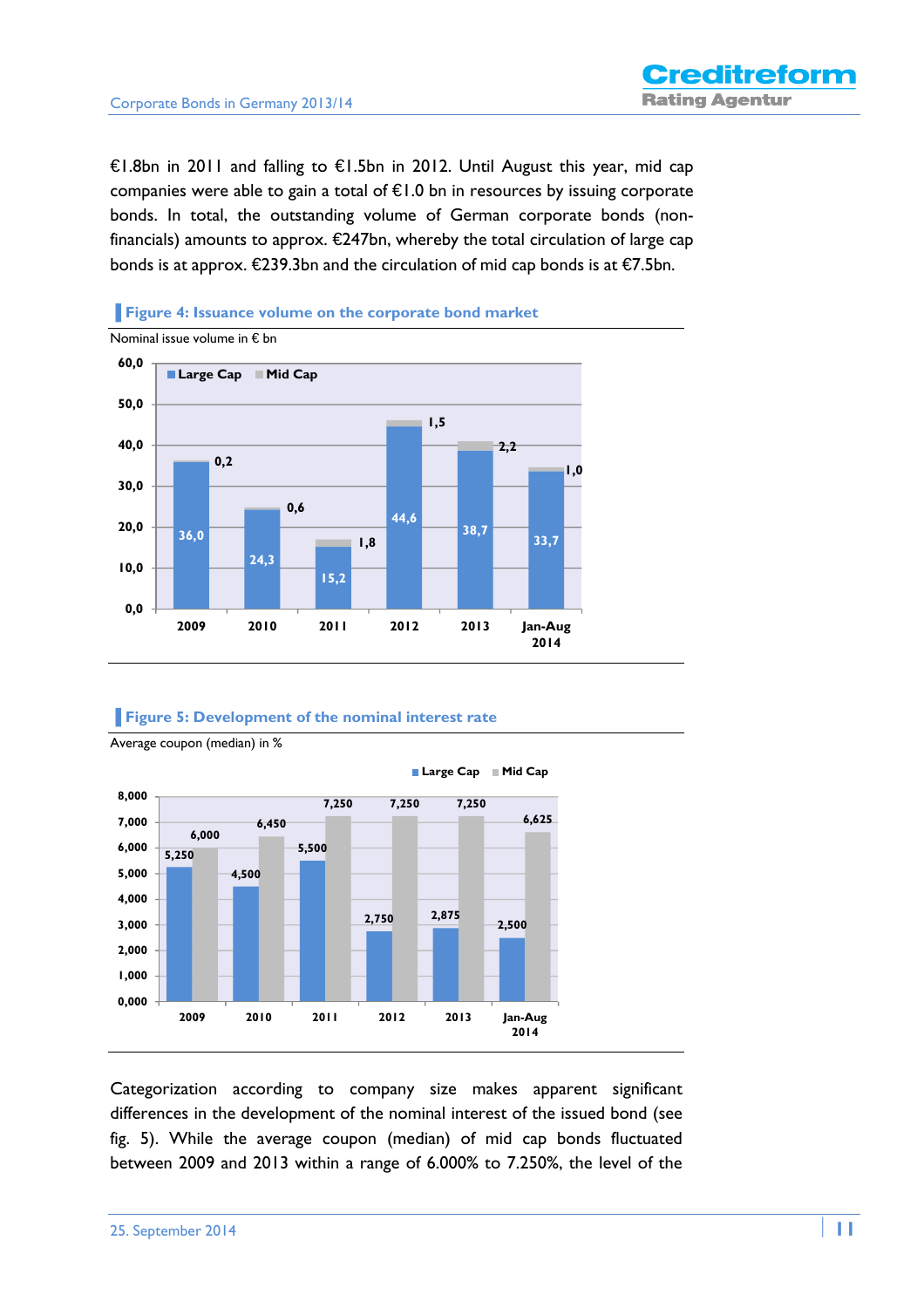€1.8bn in 2011 and falling to €1.5bn in 2012. Until August this year, mid cap companies were able to gain a total of €1.0 bn in resources by issuing corporate bonds. In total, the outstanding volume of German corporate bonds (non-financials) amounts to approx. €247bn, whereby the total circulation of large cap bonds is at approx. €239.3bn and the circulation of mid cap bonds is at €7.5bn.

**Figure 4: Issuance volume on the corporate bond market**

Nominal issue volume in € bn

| | 2009 | 2010 | 2011 | 2012 | 2013 | Jan-Aug 2014 |
|---|---|---|---|---|---|---|
| Large Cap | 36,0 | 24,3 | 15,2 | 44,6 | 38,7 | 33,7 |
| Mid Cap | 0,2 | 0,6 | 1,8 | 1,5 | 2,2 | 1,0 |

**Figure 5: Development of the nominal interest rate**

Average coupon (median) in %

| | 2009 | 2010 | 2011 | 2012 | 2013 | Jan-Aug 2014 |
|---|---|---|---|---|---|---|
| Large Cap | 5,250 | 4,500 | 5,500 | 2,750 | 2,875 | 2,500 |
| Mid Cap | 6,000 | 6,450 | 7,250 | 7,250 | 7,250 | 6,625 |

Categorization according to company size makes apparent significant differences in the development of the nominal interest of the issued bond (see fig. 5). While the average coupon (median) of mid cap bonds fluctuated between 2009 and 2013 within a range of 6.000% to 7.250%, the level of the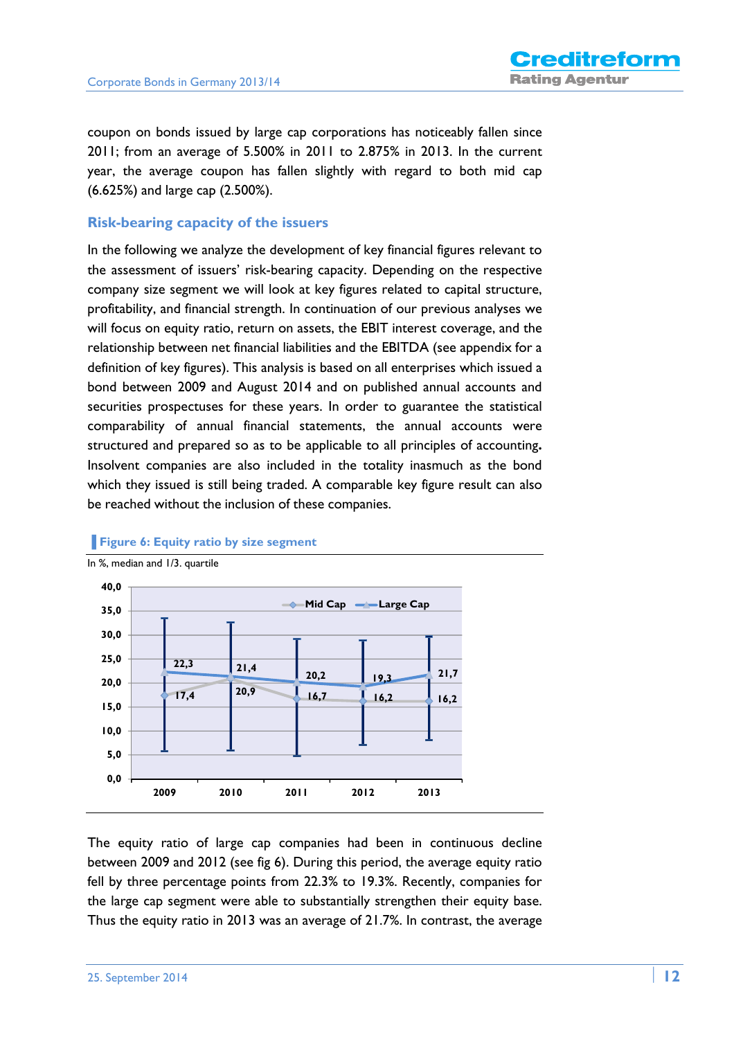coupon on bonds issued by large cap corporations has noticeably fallen since 2011; from an average of 5.500% in 2011 to 2.875% in 2013. In the current year, the average coupon has fallen slightly with regard to both mid cap (6.625%) and large cap (2.500%).

## Risk-bearing capacity of the issuers

In the following we analyze the development of key financial figures relevant to the assessment of issuers' risk-bearing capacity. Depending on the respective company size segment we will look at key figures related to capital structure, profitability, and financial strength. In continuation of our previous analyses we will focus on equity ratio, return on assets, the EBIT interest coverage, and the relationship between net financial liabilities and the EBITDA (see appendix for a definition of key figures). This analysis is based on all enterprises which issued a bond between 2009 and August 2014 and on published annual accounts and securities prospectuses for these years. In order to guarantee the statistical comparability of annual financial statements, the annual accounts were structured and prepared so as to be applicable to all principles of accounting**.** Insolvent companies are also included in the totality inasmuch as the bond which they issued is still being traded. A comparable key figure result can also be reached without the inclusion of these companies.

**Figure 6: Equity ratio by size segment**

In %, median and 1/3. quartile

| | 2009 | 2010 | 2011 | 2012 | 2013 |
|---|---|---|---|---|---|
| Mid Cap | 17,4 | 20,9 | 16,7 | 16,2 | 16,2 |
| Large Cap | 22,3 | 21,4 | 20,2 | 19,3 | 21,7 |

The equity ratio of large cap companies had been in continuous decline between 2009 and 2012 (see fig 6). During this period, the average equity ratio fell by three percentage points from 22.3% to 19.3%. Recently, companies for the large cap segment were able to substantially strengthen their equity base. Thus the equity ratio in 2013 was an average of 21.7%. In contrast, the average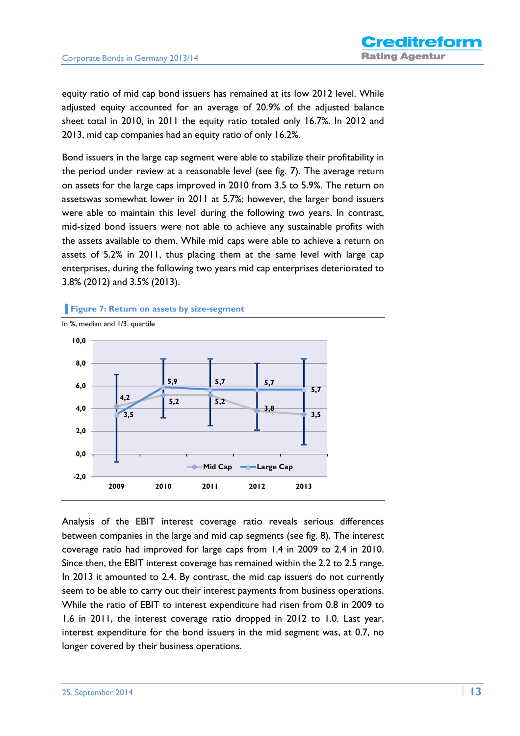equity ratio of mid cap bond issuers has remained at its low 2012 level. While adjusted equity accounted for an average of 20.9% of the adjusted balance sheet total in 2010, in 2011 the equity ratio totaled only 16.7%. In 2012 and 2013, mid cap companies had an equity ratio of only 16.2%.

Bond issuers in the large cap segment were able to stabilize their profitability in the period under review at a reasonable level (see fig. 7). The average return on assets for the large caps improved in 2010 from 3.5 to 5.9%. The return on assetswas somewhat lower in 2011 at 5.7%; however, the larger bond issuers were able to maintain this level during the following two years. In contrast, mid-sized bond issuers were not able to achieve any sustainable profits with the assets available to them. While mid caps were able to achieve a return on assets of 5.2% in 2011, thus placing them at the same level with large cap enterprises, during the following two years mid cap enterprises deteriorated to 3.8% (2012) and 3.5% (2013).

**Figure 7: Return on assets by size-segment**

In %, median and 1/3. quartile

| | 2009 | 2010 | 2011 | 2012 | 2013 |
|---|---|---|---|---|---|
| Mid Cap | 4,2 | 5,2 | 5,2 | 3,8 | 3,5 |
| Large Cap | 3,5 | 5,9 | 5,7 | 5,7 | 5,7 |

Analysis of the EBIT interest coverage ratio reveals serious differences between companies in the large and mid cap segments (see fig. 8). The interest coverage ratio had improved for large caps from 1.4 in 2009 to 2.4 in 2010. Since then, the EBIT interest coverage has remained within the 2.2 to 2.5 range. In 2013 it amounted to 2.4. By contrast, the mid cap issuers do not currently seem to be able to carry out their interest payments from business operations. While the ratio of EBIT to interest expenditure had risen from 0.8 in 2009 to 1.6 in 2011, the interest coverage ratio dropped in 2012 to 1.0. Last year, interest expenditure for the bond issuers in the mid segment was, at 0.7, no longer covered by their business operations.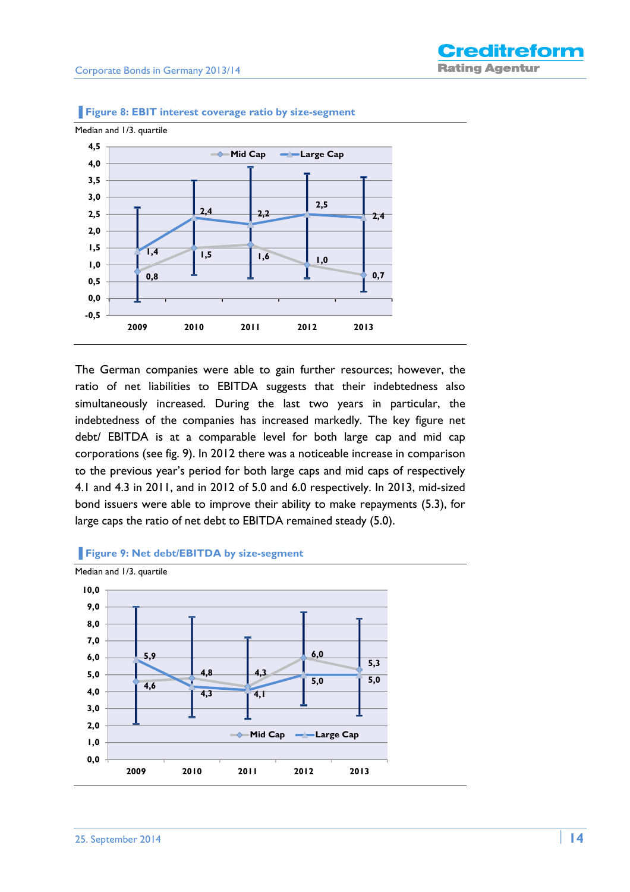**Figure 8: EBIT interest coverage ratio by size-segment**

Median and 1/3. quartile

| | 2009 | 2010 | 2011 | 2012 | 2013 |
|---|---|---|---|---|---|
| Mid Cap | 0,8 | 1,5 | 1,6 | 1,0 | 0,7 |
| Large Cap | 1,4 | 2,4 | 2,2 | 2,5 | 2,4 |

The German companies were able to gain further resources; however, the ratio of net liabilities to EBITDA suggests that their indebtedness also simultaneously increased. During the last two years in particular, the indebtedness of the companies has increased markedly. The key figure net debt/ EBITDA is at a comparable level for both large cap and mid cap corporations (see fig. 9). In 2012 there was a noticeable increase in comparison to the previous year's period for both large caps and mid caps of respectively 4.1 and 4.3 in 2011, and in 2012 of 5.0 and 6.0 respectively. In 2013, mid-sized bond issuers were able to improve their ability to make repayments (5.3), for large caps the ratio of net debt to EBITDA remained steady (5.0).

**Figure 9: Net debt/EBITDA by size-segment**

Median and 1/3. quartile

| | 2009 | 2010 | 2011 | 2012 | 2013 |
|---|---|---|---|---|---|
| Mid Cap | 4,6 | 4,8 | 4,3 | 6,0 | 5,3 |
| Large Cap | 5,9 | 4,3 | 4,1 | 5,0 | 5,0 |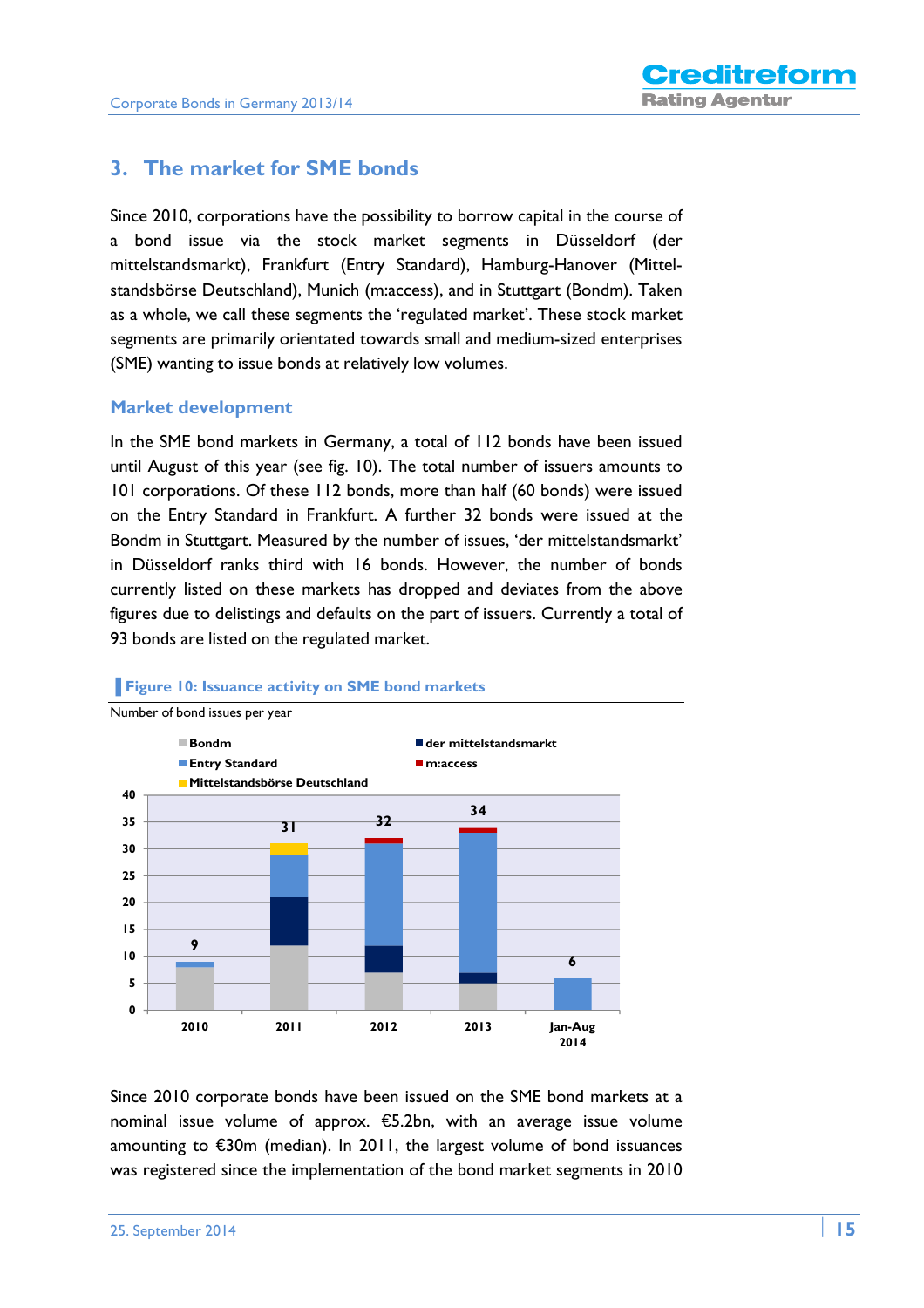## 3. The market for SME bonds

Since 2010, corporations have the possibility to borrow capital in the course of a bond issue via the stock market segments in Düsseldorf (der mittelstandsmarkt), Frankfurt (Entry Standard), Hamburg-Hanover (Mittelstandsbörse Deutschland), Munich (m:access), and in Stuttgart (Bondm). Taken as a whole, we call these segments the 'regulated market'. These stock market segments are primarily orientated towards small and medium-sized enterprises (SME) wanting to issue bonds at relatively low volumes.

### Market development

In the SME bond markets in Germany, a total of 112 bonds have been issued until August of this year (see fig. 10). The total number of issuers amounts to 101 corporations. Of these 112 bonds, more than half (60 bonds) were issued on the Entry Standard in Frankfurt. A further 32 bonds were issued at the Bondm in Stuttgart. Measured by the number of issues, 'der mittelstandsmarkt' in Düsseldorf ranks third with 16 bonds. However, the number of bonds currently listed on these markets has dropped and deviates from the above figures due to delistings and defaults on the part of issuers. Currently a total of 93 bonds are listed on the regulated market.

**Figure 10: Issuance activity on SME bond markets**

Number of bond issues per year

| Year | Total |
|---|---|
| 2010 | 9 |
| 2011 | 31 |
| 2012 | 32 |
| 2013 | 34 |
| Jan-Aug 2014 | 6 |

Since 2010 corporate bonds have been issued on the SME bond markets at a nominal issue volume of approx. €5.2bn, with an average issue volume amounting to €30m (median). In 2011, the largest volume of bond issuances was registered since the implementation of the bond market segments in 2010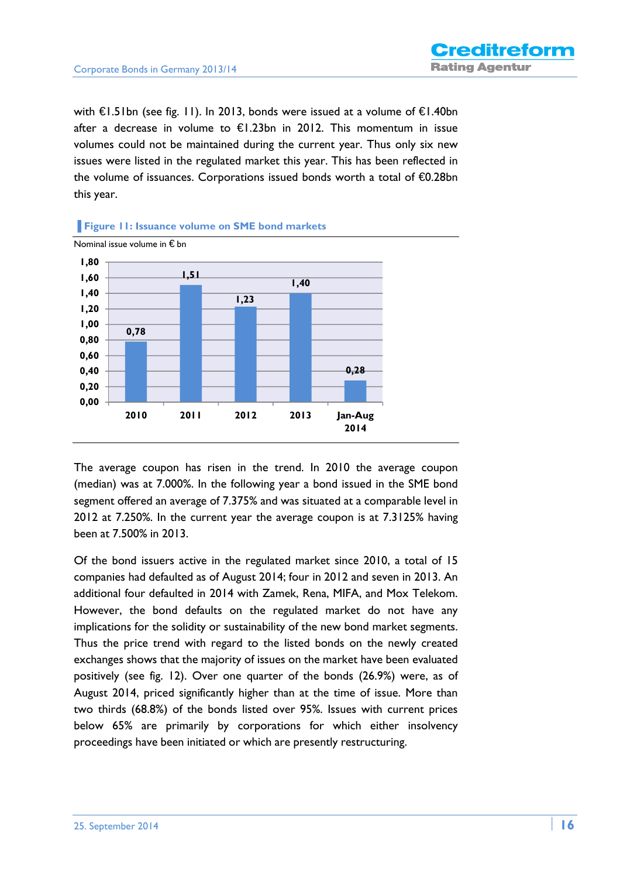with €1.51bn (see fig. 11). In 2013, bonds were issued at a volume of €1.40bn after a decrease in volume to €1.23bn in 2012. This momentum in issue volumes could not be maintained during the current year. Thus only six new issues were listed in the regulated market this year. This has been reflected in the volume of issuances. Corporations issued bonds worth a total of €0.28bn this year.

**Figure 11: Issuance volume on SME bond markets**

Nominal issue volume in € bn

| Year | Volume (€ bn) |
|---|---|
| 2010 | 0,78 |
| 2011 | 1,51 |
| 2012 | 1,23 |
| 2013 | 1,40 |
| Jan-Aug 2014 | 0,28 |

The average coupon has risen in the trend. In 2010 the average coupon (median) was at 7.000%. In the following year a bond issued in the SME bond segment offered an average of 7.375% and was situated at a comparable level in 2012 at 7.250%. In the current year the average coupon is at 7.3125% having been at 7.500% in 2013.

Of the bond issuers active in the regulated market since 2010, a total of 15 companies had defaulted as of August 2014; four in 2012 and seven in 2013. An additional four defaulted in 2014 with Zamek, Rena, MIFA, and Mox Telekom. However, the bond defaults on the regulated market do not have any implications for the solidity or sustainability of the new bond market segments. Thus the price trend with regard to the listed bonds on the newly created exchanges shows that the majority of issues on the market have been evaluated positively (see fig. 12). Over one quarter of the bonds (26.9%) were, as of August 2014, priced significantly higher than at the time of issue. More than two thirds (68.8%) of the bonds listed over 95%. Issues with current prices below 65% are primarily by corporations for which either insolvency proceedings have been initiated or which are presently restructuring.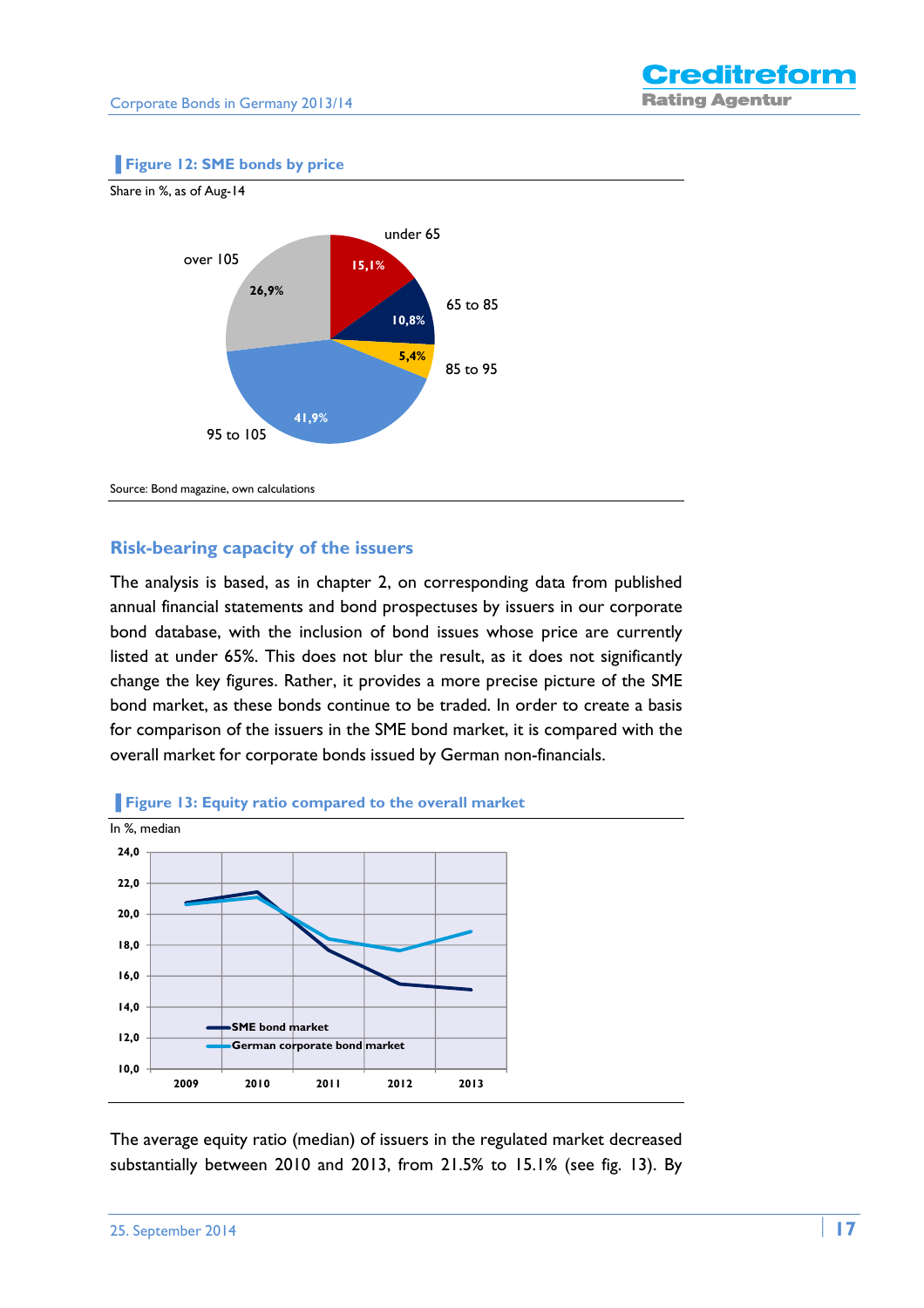**Figure 12: SME bonds by price**

Share in %, as of Aug-14

| Price | Share |
|---|---|
| under 65 | 15,1% |
| 65 to 85 | 10,8% |
| 85 to 95 | 5,4% |
| 95 to 105 | 41,9% |
| over 105 | 26,9% |

Source: Bond magazine, own calculations

## Risk-bearing capacity of the issuers

The analysis is based, as in chapter 2, on corresponding data from published annual financial statements and bond prospectuses by issuers in our corporate bond database, with the inclusion of bond issues whose price are currently listed at under 65%. This does not blur the result, as it does not significantly change the key figures. Rather, it provides a more precise picture of the SME bond market, as these bonds continue to be traded. In order to create a basis for comparison of the issuers in the SME bond market, it is compared with the overall market for corporate bonds issued by German non-financials.

**Figure 13: Equity ratio compared to the overall market**

In %, median

Legend: SME bond market; German corporate bond market

The average equity ratio (median) of issuers in the regulated market decreased substantially between 2010 and 2013, from 21.5% to 15.1% (see fig. 13). By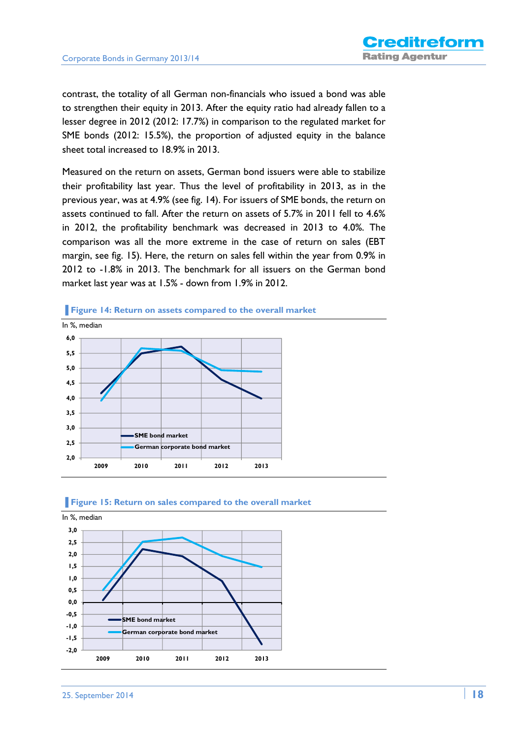contrast, the totality of all German non-financials who issued a bond was able to strengthen their equity in 2013. After the equity ratio had already fallen to a lesser degree in 2012 (2012: 17.7%) in comparison to the regulated market for SME bonds (2012: 15.5%), the proportion of adjusted equity in the balance sheet total increased to 18.9% in 2013.

Measured on the return on assets, German bond issuers were able to stabilize their profitability last year. Thus the level of profitability in 2013, as in the previous year, was at 4.9% (see fig. 14). For issuers of SME bonds, the return on assets continued to fall. After the return on assets of 5.7% in 2011 fell to 4.6% in 2012, the profitability benchmark was decreased in 2013 to 4.0%. The comparison was all the more extreme in the case of return on sales (EBT margin, see fig. 15). Here, the return on sales fell within the year from 0.9% in 2012 to -1.8% in 2013. The benchmark for all issuers on the German bond market last year was at 1.5% - down from 1.9% in 2012.

**Figure 14: Return on assets compared to the overall market**

In %, median

**Figure 15: Return on sales compared to the overall market**

In %, median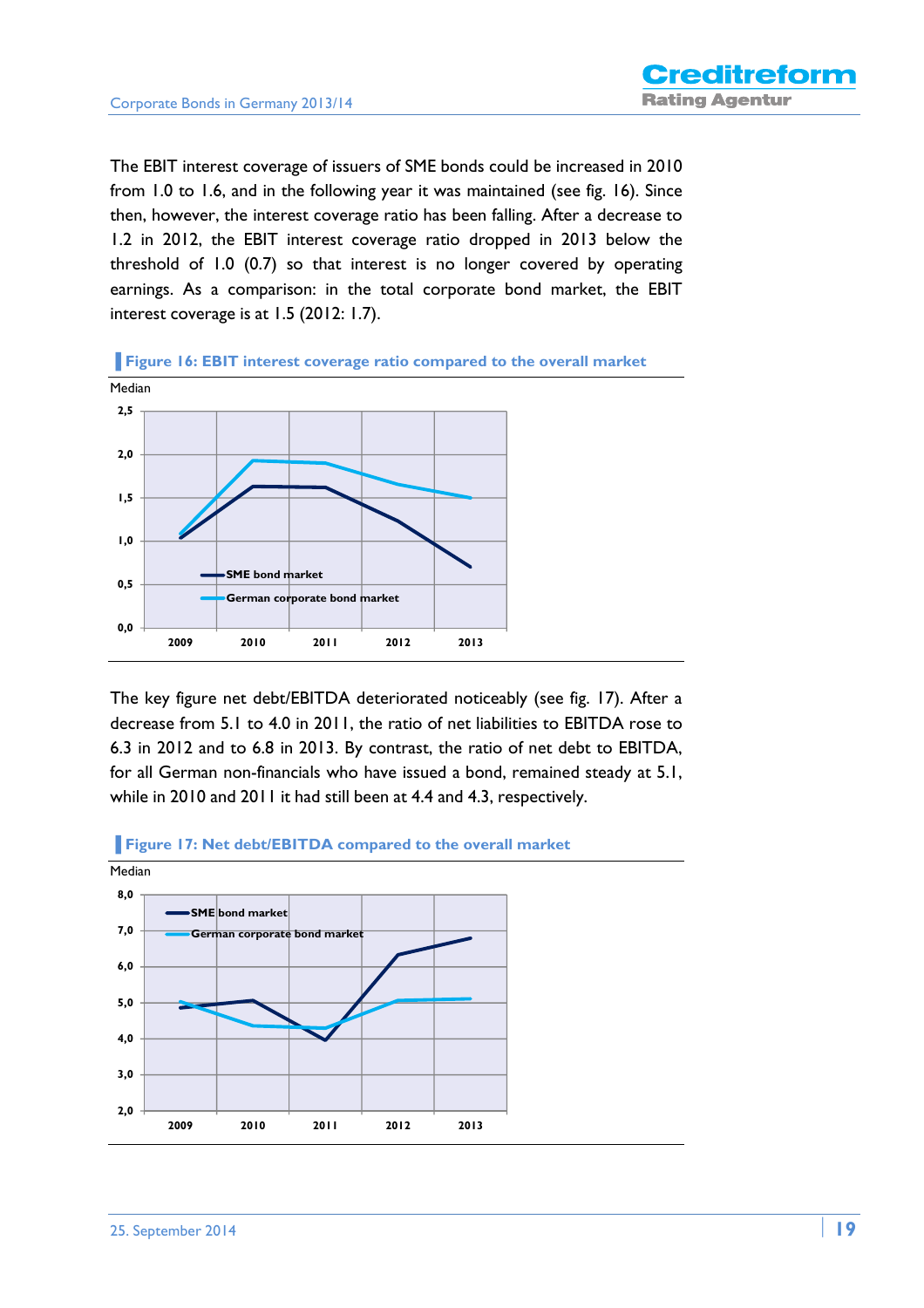The EBIT interest coverage of issuers of SME bonds could be increased in 2010 from 1.0 to 1.6, and in the following year it was maintained (see fig. 16). Since then, however, the interest coverage ratio has been falling. After a decrease to 1.2 in 2012, the EBIT interest coverage ratio dropped in 2013 below the threshold of 1.0 (0.7) so that interest is no longer covered by operating earnings. As a comparison: in the total corporate bond market, the EBIT interest coverage is at 1.5 (2012: 1.7).

**Figure 16: EBIT interest coverage ratio compared to the overall market**

The key figure net debt/EBITDA deteriorated noticeably (see fig. 17). After a decrease from 5.1 to 4.0 in 2011, the ratio of net liabilities to EBITDA rose to 6.3 in 2012 and to 6.8 in 2013. By contrast, the ratio of net debt to EBITDA, for all German non-financials who have issued a bond, remained steady at 5.1, while in 2010 and 2011 it had still been at 4.4 and 4.3, respectively.

**Figure 17: Net debt/EBITDA compared to the overall market**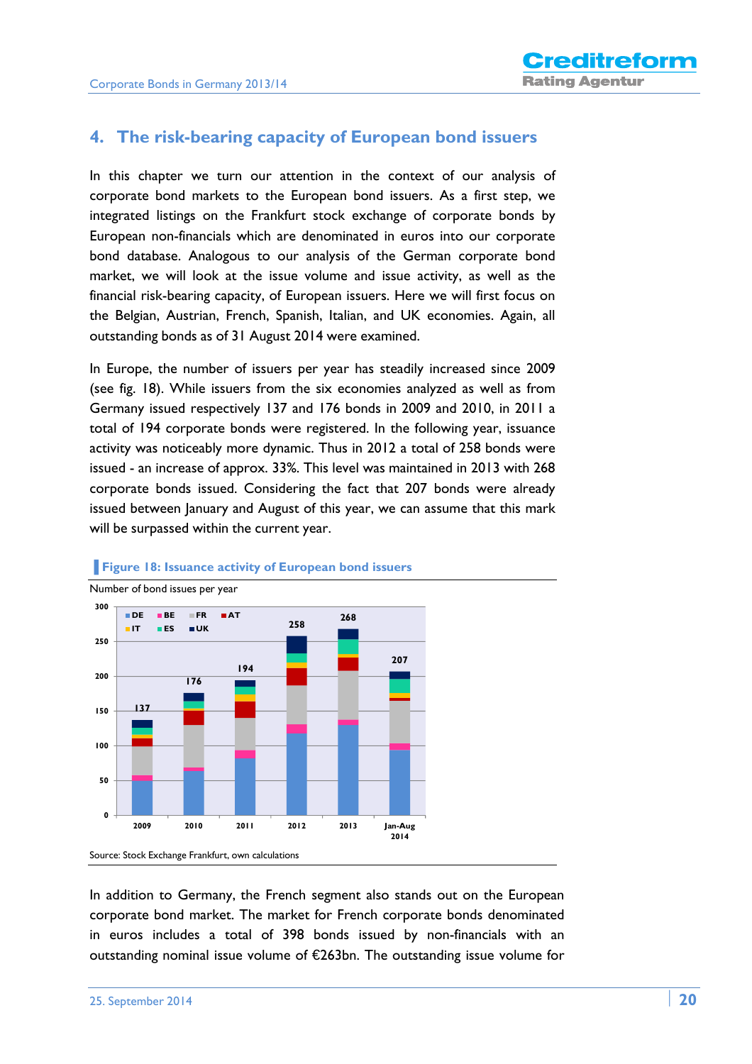## 4. The risk-bearing capacity of European bond issuers

In this chapter we turn our attention in the context of our analysis of corporate bond markets to the European bond issuers. As a first step, we integrated listings on the Frankfurt stock exchange of corporate bonds by European non-financials which are denominated in euros into our corporate bond database. Analogous to our analysis of the German corporate bond market, we will look at the issue volume and issue activity, as well as the financial risk-bearing capacity, of European issuers. Here we will first focus on the Belgian, Austrian, French, Spanish, Italian, and UK economies. Again, all outstanding bonds as of 31 August 2014 were examined.

In Europe, the number of issuers per year has steadily increased since 2009 (see fig. 18). While issuers from the six economies analyzed as well as from Germany issued respectively 137 and 176 bonds in 2009 and 2010, in 2011 a total of 194 corporate bonds were registered. In the following year, issuance activity was noticeably more dynamic. Thus in 2012 a total of 258 bonds were issued - an increase of approx. 33%. This level was maintained in 2013 with 268 corporate bonds issued. Considering the fact that 207 bonds were already issued between January and August of this year, we can assume that this mark will be surpassed within the current year.

**Figure 18: Issuance activity of European bond issuers**

Number of bond issues per year

| Year | Total |
|---|---|
| 2009 | 137 |
| 2010 | 176 |
| 2011 | 194 |
| 2012 | 258 |
| 2013 | 268 |
| Jan-Aug 2014 | 207 |

Legend: DE, BE, FR, AT, IT, ES, UK

Source: Stock Exchange Frankfurt, own calculations

In addition to Germany, the French segment also stands out on the European corporate bond market. The market for French corporate bonds denominated in euros includes a total of 398 bonds issued by non-financials with an outstanding nominal issue volume of €263bn. The outstanding issue volume for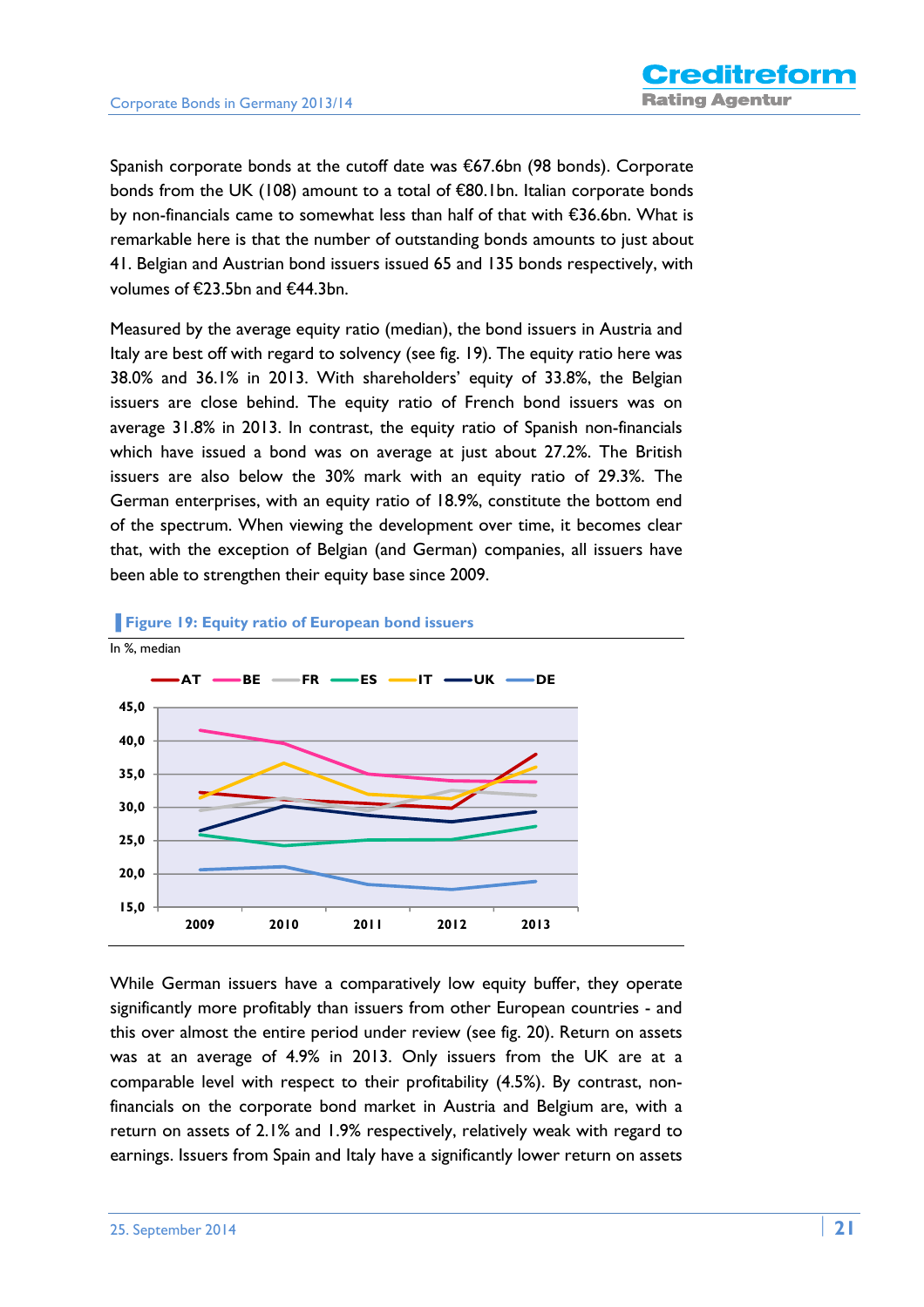Spanish corporate bonds at the cutoff date was €67.6bn (98 bonds). Corporate bonds from the UK (108) amount to a total of €80.1bn. Italian corporate bonds by non-financials came to somewhat less than half of that with €36.6bn. What is remarkable here is that the number of outstanding bonds amounts to just about 41. Belgian and Austrian bond issuers issued 65 and 135 bonds respectively, with volumes of €23.5bn and €44.3bn.

Measured by the average equity ratio (median), the bond issuers in Austria and Italy are best off with regard to solvency (see fig. 19). The equity ratio here was 38.0% and 36.1% in 2013. With shareholders' equity of 33.8%, the Belgian issuers are close behind. The equity ratio of French bond issuers was on average 31.8% in 2013. In contrast, the equity ratio of Spanish non-financials which have issued a bond was on average at just about 27.2%. The British issuers are also below the 30% mark with an equity ratio of 29.3%. The German enterprises, with an equity ratio of 18.9%, constitute the bottom end of the spectrum. When viewing the development over time, it becomes clear that, with the exception of Belgian (and German) companies, all issuers have been able to strengthen their equity base since 2009.

**Figure 19: Equity ratio of European bond issuers**

In %, median

While German issuers have a comparatively low equity buffer, they operate significantly more profitably than issuers from other European countries - and this over almost the entire period under review (see fig. 20). Return on assets was at an average of 4.9% in 2013. Only issuers from the UK are at a comparable level with respect to their profitability (4.5%). By contrast, non-financials on the corporate bond market in Austria and Belgium are, with a return on assets of 2.1% and 1.9% respectively, relatively weak with regard to earnings. Issuers from Spain and Italy have a significantly lower return on assets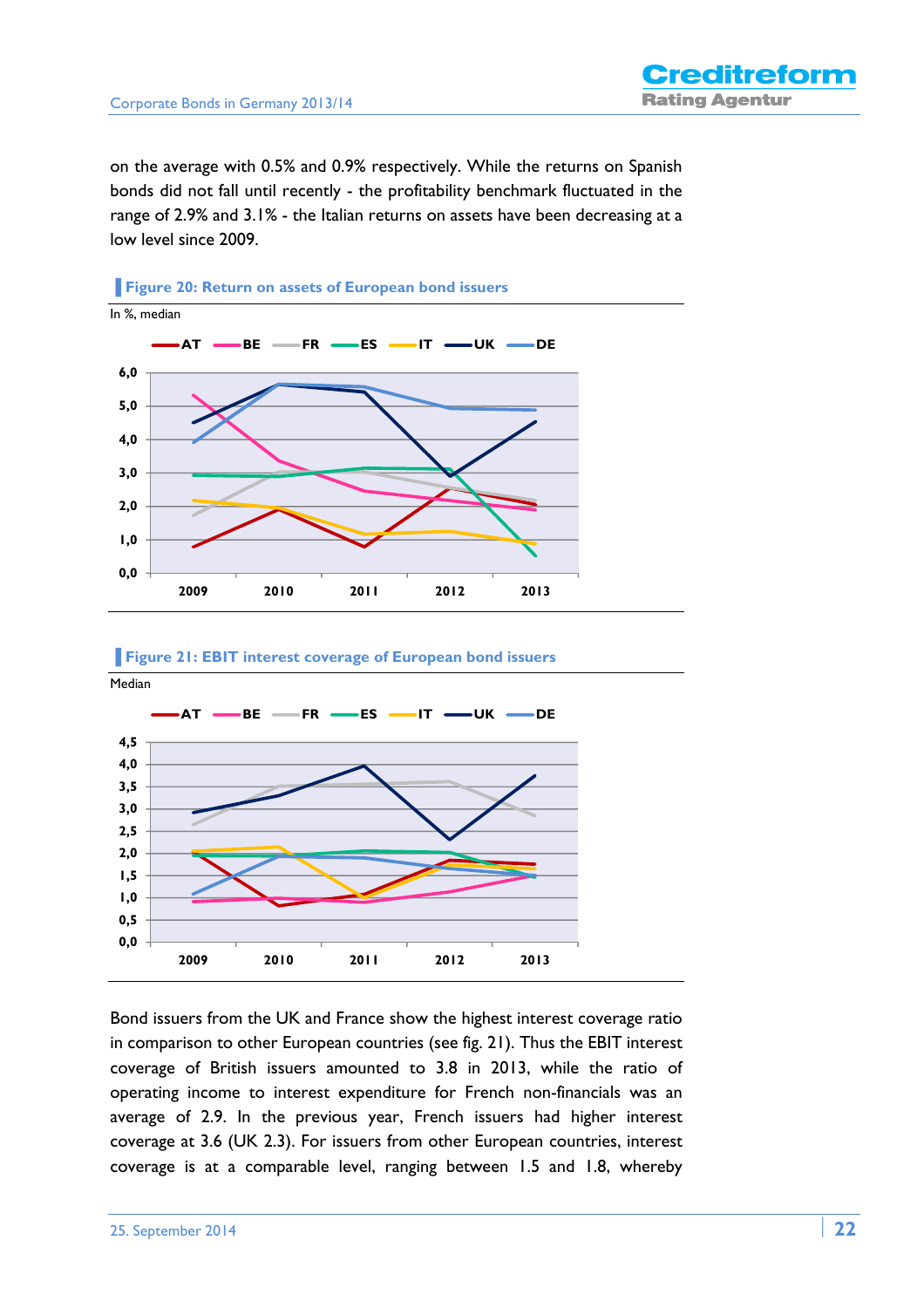on the average with 0.5% and 0.9% respectively. While the returns on Spanish bonds did not fall until recently - the profitability benchmark fluctuated in the range of 2.9% and 3.1% - the Italian returns on assets have been decreasing at a low level since 2009.

**Figure 20: Return on assets of European bond issuers**

In %, median

**Figure 21: EBIT interest coverage of European bond issuers**

Median

Bond issuers from the UK and France show the highest interest coverage ratio in comparison to other European countries (see fig. 21). Thus the EBIT interest coverage of British issuers amounted to 3.8 in 2013, while the ratio of operating income to interest expenditure for French non-financials was an average of 2.9. In the previous year, French issuers had higher interest coverage at 3.6 (UK 2.3). For issuers from other European countries, interest coverage is at a comparable level, ranging between 1.5 and 1.8, whereby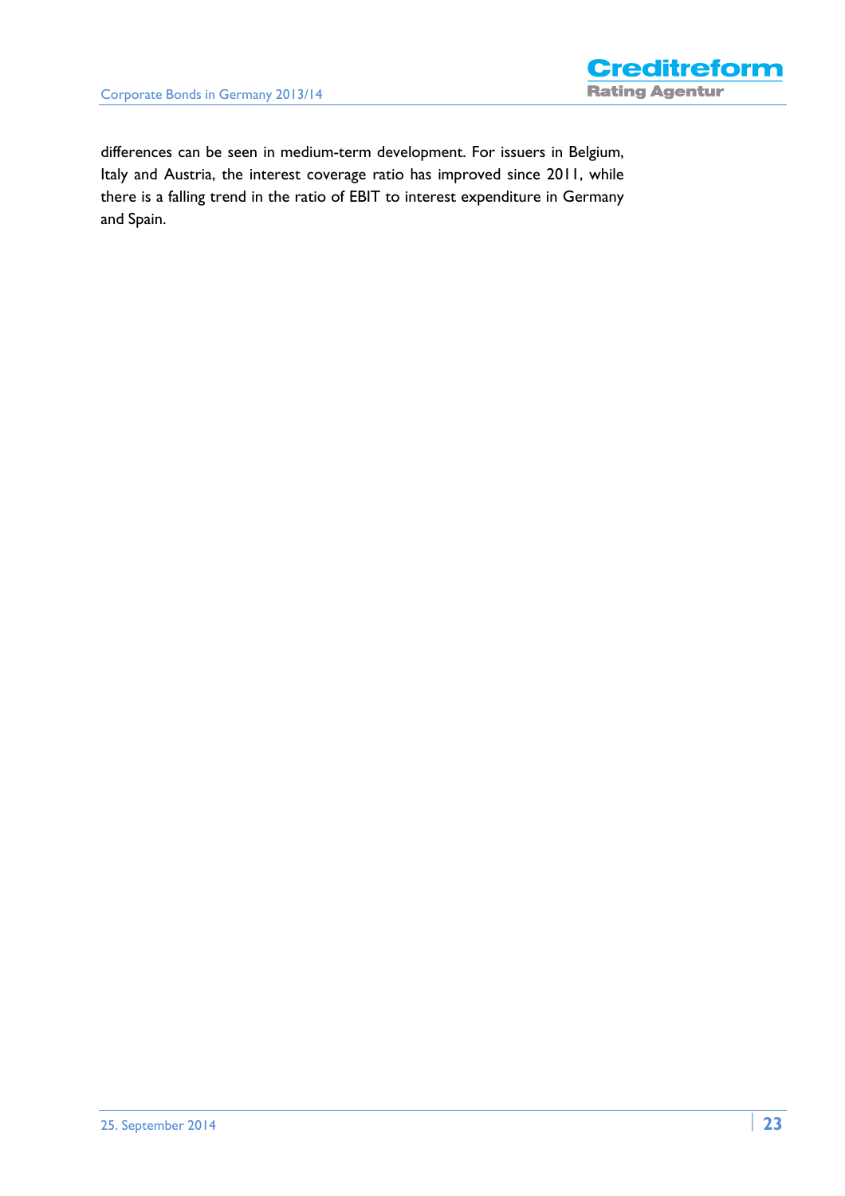differences can be seen in medium-term development. For issuers in Belgium, Italy and Austria, the interest coverage ratio has improved since 2011, while there is a falling trend in the ratio of EBIT to interest expenditure in Germany and Spain.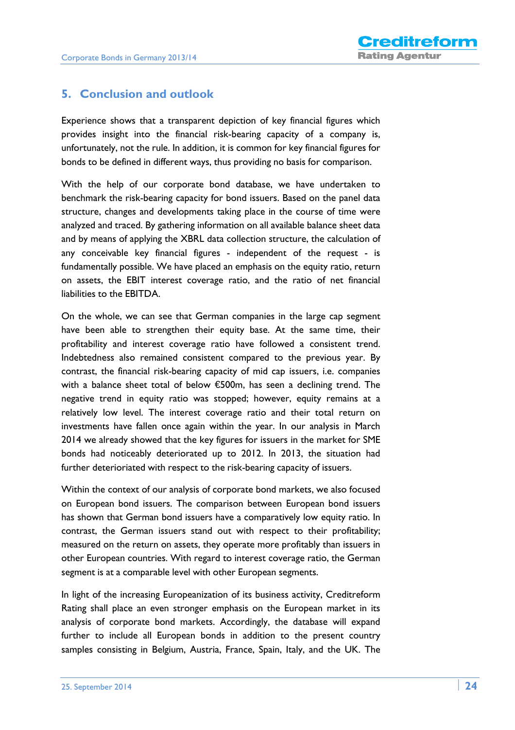## 5. Conclusion and outlook

Experience shows that a transparent depiction of key financial figures which provides insight into the financial risk-bearing capacity of a company is, unfortunately, not the rule. In addition, it is common for key financial figures for bonds to be defined in different ways, thus providing no basis for comparison.

With the help of our corporate bond database, we have undertaken to benchmark the risk-bearing capacity for bond issuers. Based on the panel data structure, changes and developments taking place in the course of time were analyzed and traced. By gathering information on all available balance sheet data and by means of applying the XBRL data collection structure, the calculation of any conceivable key financial figures - independent of the request - is fundamentally possible. We have placed an emphasis on the equity ratio, return on assets, the EBIT interest coverage ratio, and the ratio of net financial liabilities to the EBITDA.

On the whole, we can see that German companies in the large cap segment have been able to strengthen their equity base. At the same time, their profitability and interest coverage ratio have followed a consistent trend. Indebtedness also remained consistent compared to the previous year. By contrast, the financial risk-bearing capacity of mid cap issuers, i.e. companies with a balance sheet total of below €500m, has seen a declining trend. The negative trend in equity ratio was stopped; however, equity remains at a relatively low level. The interest coverage ratio and their total return on investments have fallen once again within the year. In our analysis in March 2014 we already showed that the key figures for issuers in the market for SME bonds had noticeably deteriorated up to 2012. In 2013, the situation had further deterioriated with respect to the risk-bearing capacity of issuers.

Within the context of our analysis of corporate bond markets, we also focused on European bond issuers. The comparison between European bond issuers has shown that German bond issuers have a comparatively low equity ratio. In contrast, the German issuers stand out with respect to their profitability; measured on the return on assets, they operate more profitably than issuers in other European countries. With regard to interest coverage ratio, the German segment is at a comparable level with other European segments.

In light of the increasing Europeanization of its business activity, Creditreform Rating shall place an even stronger emphasis on the European market in its analysis of corporate bond markets. Accordingly, the database will expand further to include all European bonds in addition to the present country samples consisting in Belgium, Austria, France, Spain, Italy, and the UK. The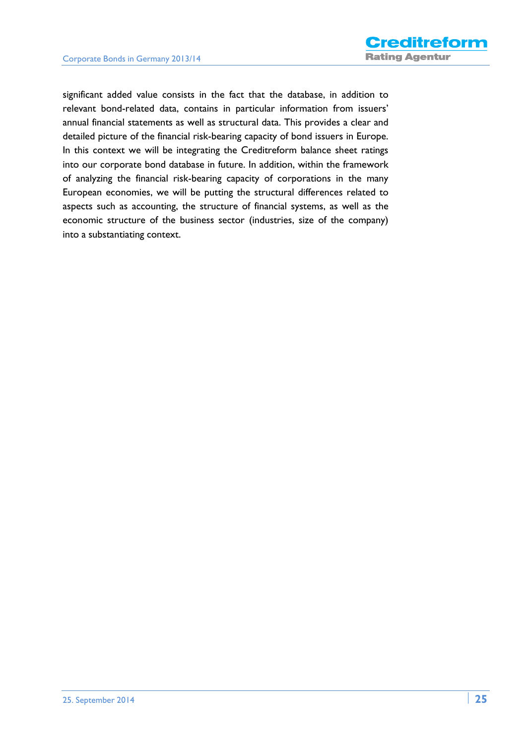significant added value consists in the fact that the database, in addition to relevant bond-related data, contains in particular information from issuers' annual financial statements as well as structural data. This provides a clear and detailed picture of the financial risk-bearing capacity of bond issuers in Europe. In this context we will be integrating the Creditreform balance sheet ratings into our corporate bond database in future. In addition, within the framework of analyzing the financial risk-bearing capacity of corporations in the many European economies, we will be putting the structural differences related to aspects such as accounting, the structure of financial systems, as well as the economic structure of the business sector (industries, size of the company) into a substantiating context.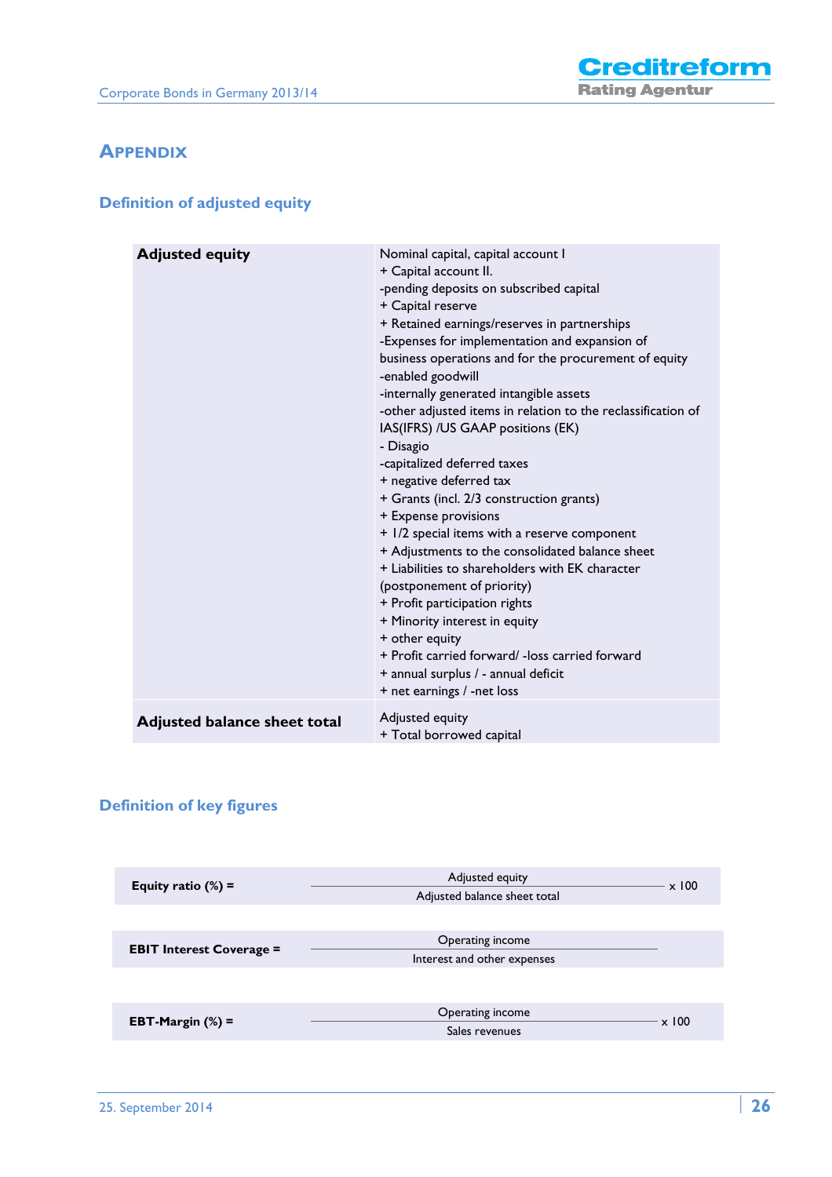# Appendix

## Definition of adjusted equity

| | |
|---|---|
| **Adjusted equity** | Nominal capital, capital account I<br>+ Capital account II.<br>-pending deposits on subscribed capital<br>+ Capital reserve<br>+ Retained earnings/reserves in partnerships<br>-Expenses for implementation and expansion of business operations and for the procurement of equity<br>-enabled goodwill<br>-internally generated intangible assets<br>-other adjusted items in relation to the reclassification of IAS(IFRS) /US GAAP positions (EK)<br>- Disagio<br>-capitalized deferred taxes<br>+ negative deferred tax<br>+ Grants (incl. 2/3 construction grants)<br>+ Expense provisions<br>+ 1/2 special items with a reserve component<br>+ Adjustments to the consolidated balance sheet<br>+ Liabilities to shareholders with EK character (postponement of priority)<br>+ Profit participation rights<br>+ Minority interest in equity<br>+ other equity<br>+ Profit carried forward/ -loss carried forward<br>+ annual surplus / - annual deficit<br>+ net earnings / -net loss |
| **Adjusted balance sheet total** | Adjusted equity<br>+ Total borrowed capital |

## Definition of key figures

**Equity ratio (%) =**

$$\frac{\text{Adjusted equity}}{\text{Adjusted balance sheet total}} \times 100$$

**EBIT Interest Coverage =**

$$\frac{\text{Operating income}}{\text{Interest and other expenses}}$$

**EBT-Margin (%) =**

$$\frac{\text{Operating income}}{\text{Sales revenues}} \times 100$$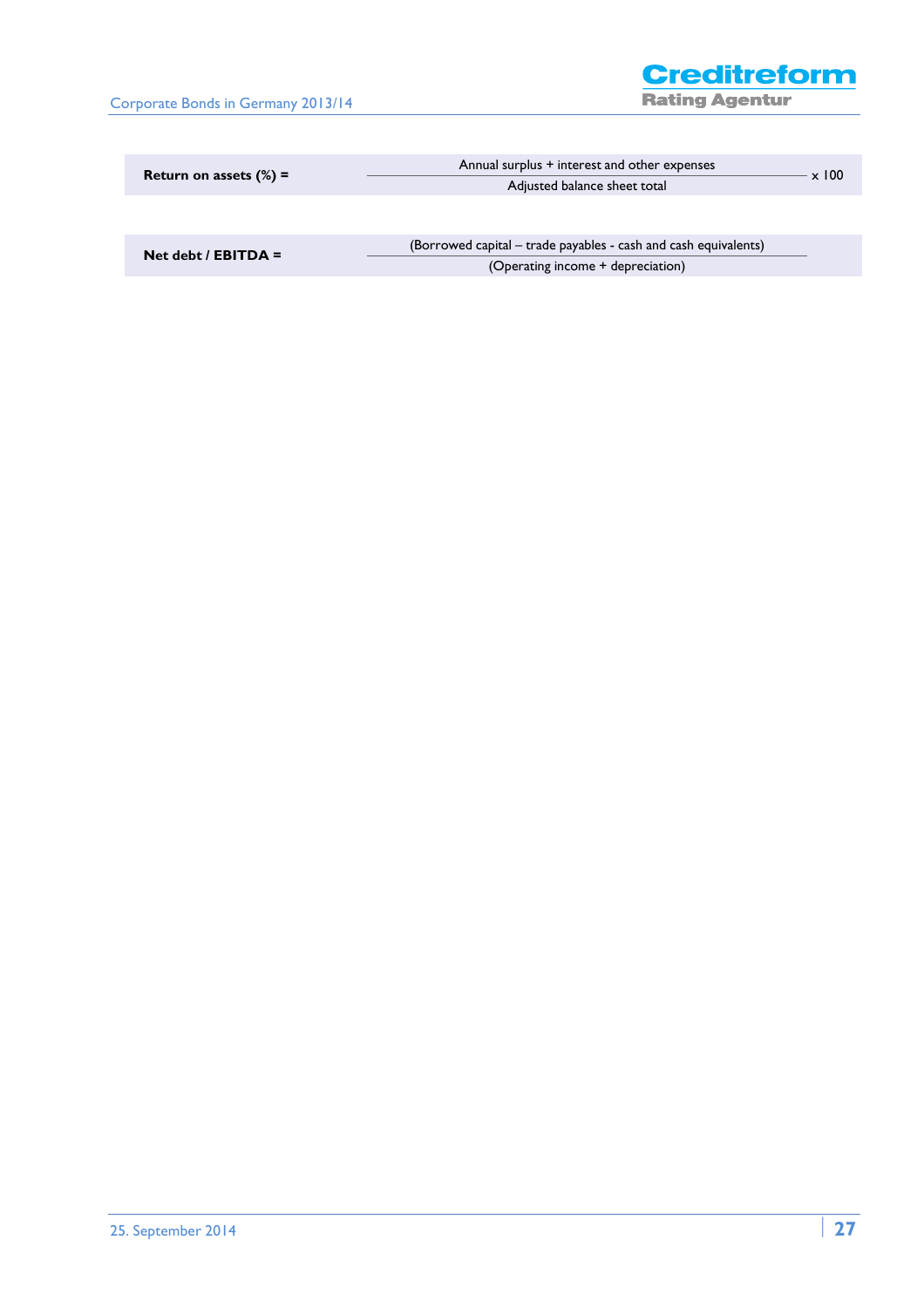**Return on assets (%)** = $\frac{\text{Annual surplus + interest and other expenses}}{\text{Adjusted balance sheet total}} \times 100$

**Net debt / EBITDA** = $\frac{\text{(Borrowed capital – trade payables - cash and cash equivalents)}}{\text{(Operating income + depreciation)}}$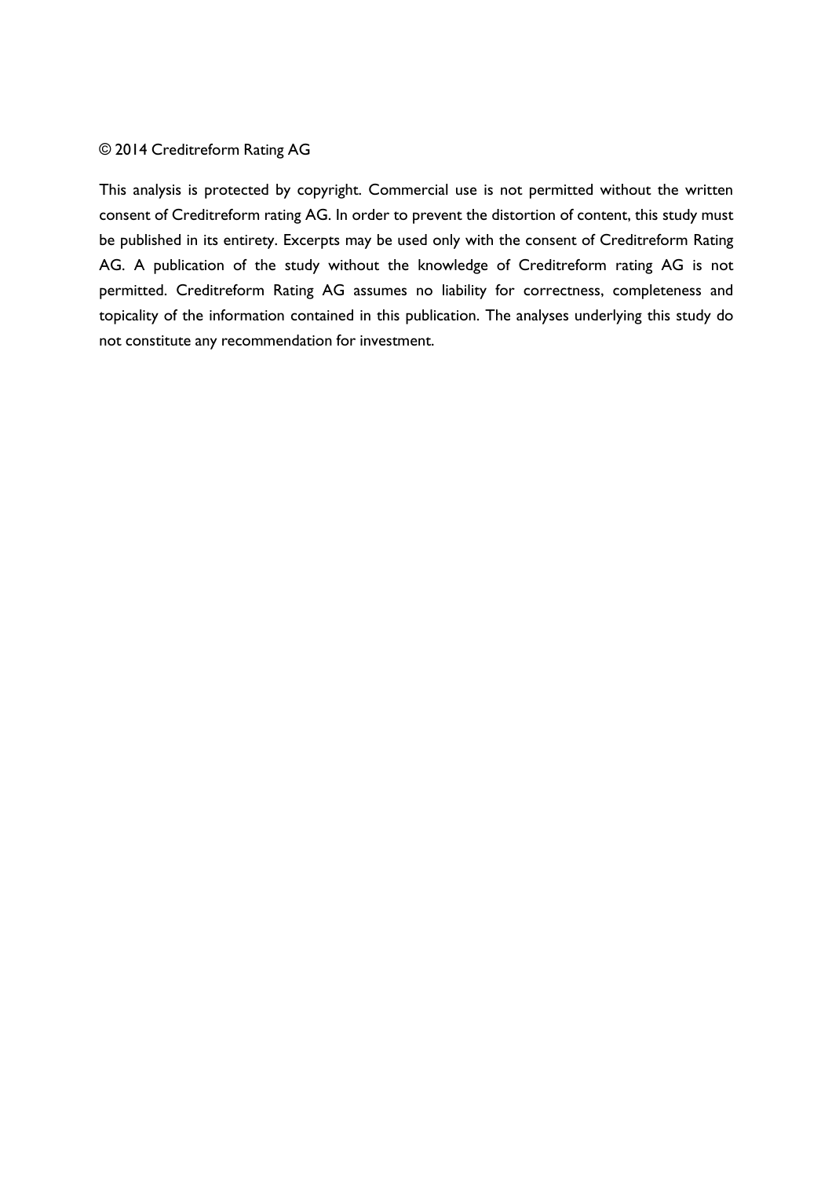© 2014 Creditreform Rating AG

This analysis is protected by copyright. Commercial use is not permitted without the written consent of Creditreform rating AG. In order to prevent the distortion of content, this study must be published in its entirety. Excerpts may be used only with the consent of Creditreform Rating AG. A publication of the study without the knowledge of Creditreform rating AG is not permitted. Creditreform Rating AG assumes no liability for correctness, completeness and topicality of the information contained in this publication. The analyses underlying this study do not constitute any recommendation for investment.